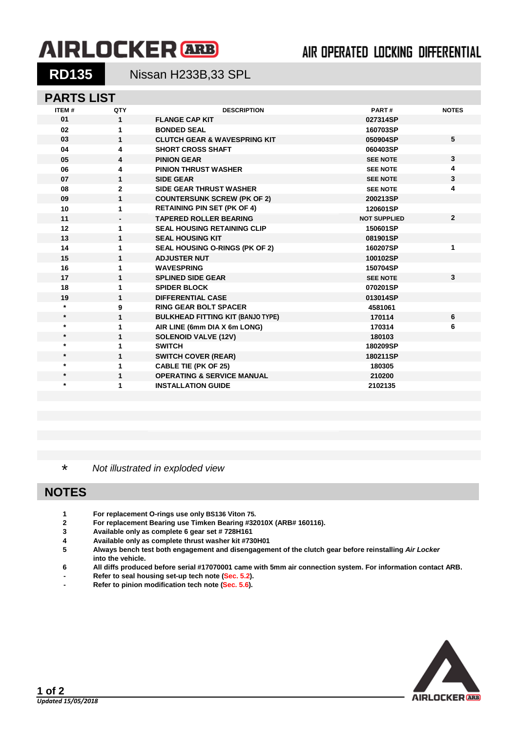# AIRLOCKER ARB

## AIR OPERATED LOCKING DIFFERENTIAL

**RD135** Nissan H233B,33 SPL

## PARTS LIST

| ITEM # | QTY | DESCRIPTION | PART # | NOTES |
|---|---|---|---|---|
| 01 | 1 | FLANGE CAP KIT | 027314SP | |
| 02 | 1 | BONDED SEAL | 160703SP | |
| 03 | 1 | CLUTCH GEAR & WAVESPRING KIT | 050904SP | 5 |
| 04 | 4 | SHORT CROSS SHAFT | 060403SP | |
| 05 | 4 | PINION GEAR | SEE NOTE | 3 |
| 06 | 4 | PINION THRUST WASHER | SEE NOTE | 4 |
| 07 | 1 | SIDE GEAR | SEE NOTE | 3 |
| 08 | 2 | SIDE GEAR THRUST WASHER | SEE NOTE | 4 |
| 09 | 1 | COUNTERSUNK SCREW (PK OF 2) | 200213SP | |
| 10 | 1 | RETAINING PIN SET (PK OF 4) | 120601SP | |
| 11 | - | TAPERED ROLLER BEARING | NOT SUPPLIED | 2 |
| 12 | 1 | SEAL HOUSING RETAINING CLIP | 150601SP | |
| 13 | 1 | SEAL HOUSING KIT | 081901SP | |
| 14 | 1 | SEAL HOUSING O-RINGS (PK OF 2) | 160207SP | 1 |
| 15 | 1 | ADJUSTER NUT | 100102SP | |
| 16 | 1 | WAVESPRING | 150704SP | |
| 17 | 1 | SPLINED SIDE GEAR | SEE NOTE | 3 |
| 18 | 1 | SPIDER BLOCK | 070201SP | |
| 19 | 1 | DIFFERENTIAL CASE | 013014SP | |
| * | 9 | RING GEAR BOLT SPACER | 4581061 | |
| * | 1 | BULKHEAD FITTING KIT (BANJO TYPE) | 170114 | 6 |
| * | 1 | AIR LINE (6mm DIA X 6m LONG) | 170314 | 6 |
| * | 1 | SOLENOID VALVE (12V) | 180103 | |
| * | 1 | SWITCH | 180209SP | |
| * | 1 | SWITCH COVER (REAR) | 180211SP | |
| * | 1 | CABLE TIE (PK OF 25) | 180305 | |
| * | 1 | OPERATING & SERVICE MANUAL | 210200 | |
| * | 1 | INSTALLATION GUIDE | 2102135 | |

\* *Not illustrated in exploded view*

## NOTES

1 For replacement O-rings use only BS136 Viton 75.
2 For replacement Bearing use Timken Bearing #32010X (ARB# 160116).
3 Available only as complete 6 gear set # 728H161
4 Available only as complete thrust washer kit #730H01
5 Always bench test both engagement and disengagement of the clutch gear before reinstalling *Air Locker* into the vehicle.
6 All diffs produced before serial #17070001 came with 5mm air connection system. For information contact ARB.
- Refer to seal housing set-up tech note (Sec. 5.2).
- Refer to pinion modification tech note (Sec. 5.6).

*Updated 15/05/2018*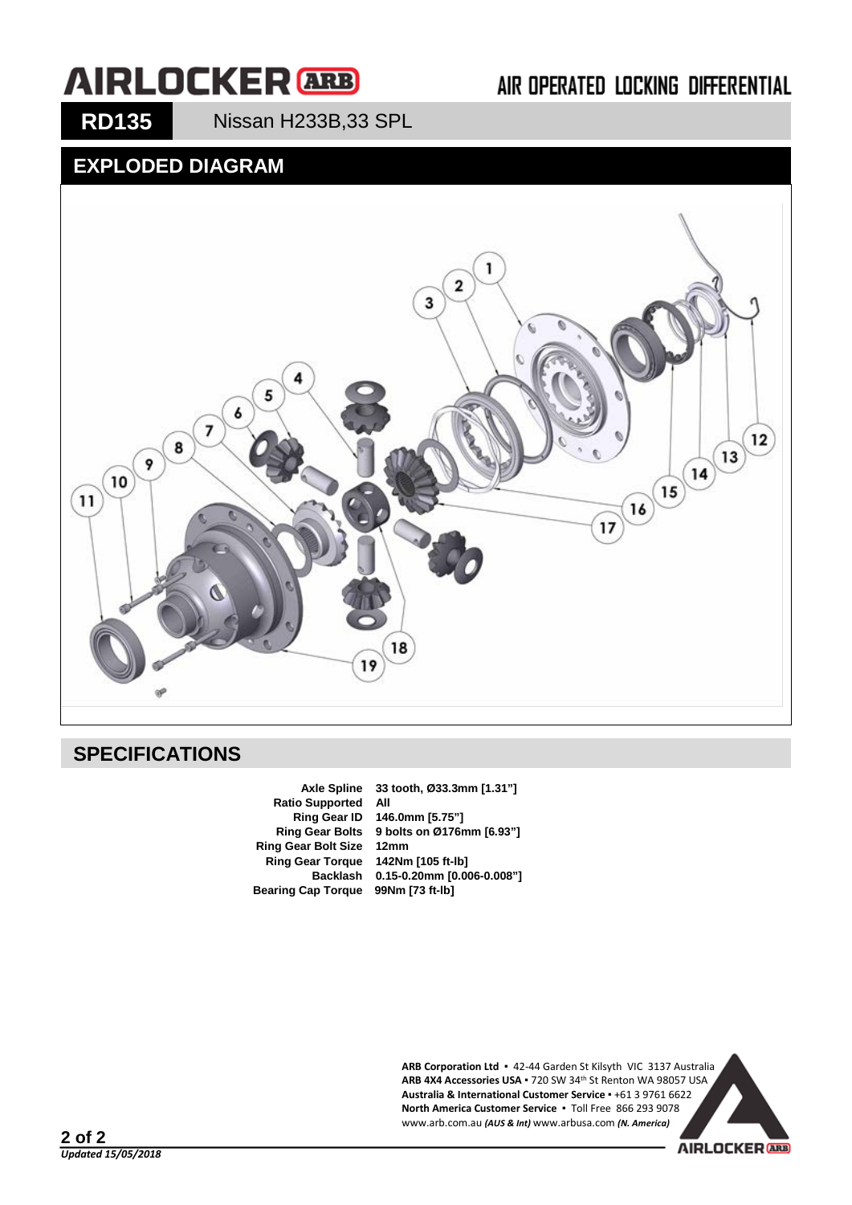# AIRLOCKER ARB

AIR OPERATED LOCKING DIFFERENTIAL

**RD135** Nissan H233B,33 SPL

## EXPLODED DIAGRAM

1
2
3
4
5
6
7
8
9
10
11
12
13
14
15
16
17
18
19

## SPECIFICATIONS

| | |
|---|---|
| **Axle Spline** | **33 tooth, Ø33.3mm [1.31”]** |
| **Ratio Supported** | **All** |
| **Ring Gear ID** | **146.0mm [5.75”]** |
| **Ring Gear Bolts** | **9 bolts on Ø176mm [6.93”]** |
| **Ring Gear Bolt Size** | **12mm** |
| **Ring Gear Torque** | **142Nm [105 ft-lb]** |
| **Backlash** | **0.15-0.20mm [0.006-0.008”]** |
| **Bearing Cap Torque** | **99Nm [73 ft-lb]** |

**ARB Corporation Ltd** ▪ 42-44 Garden St Kilsyth VIC 3137 Australia
**ARB 4X4 Accessories USA** ▪ 720 SW 34th St Renton WA 98057 USA
**Australia & International Customer Service** ▪ +61 3 9761 6622
**North America Customer Service** ▪ Toll Free 866 293 9078
www.arb.com.au ***(AUS & Int)*** www.arbusa.com ***(N. America)***

***Updated 15/05/2018***